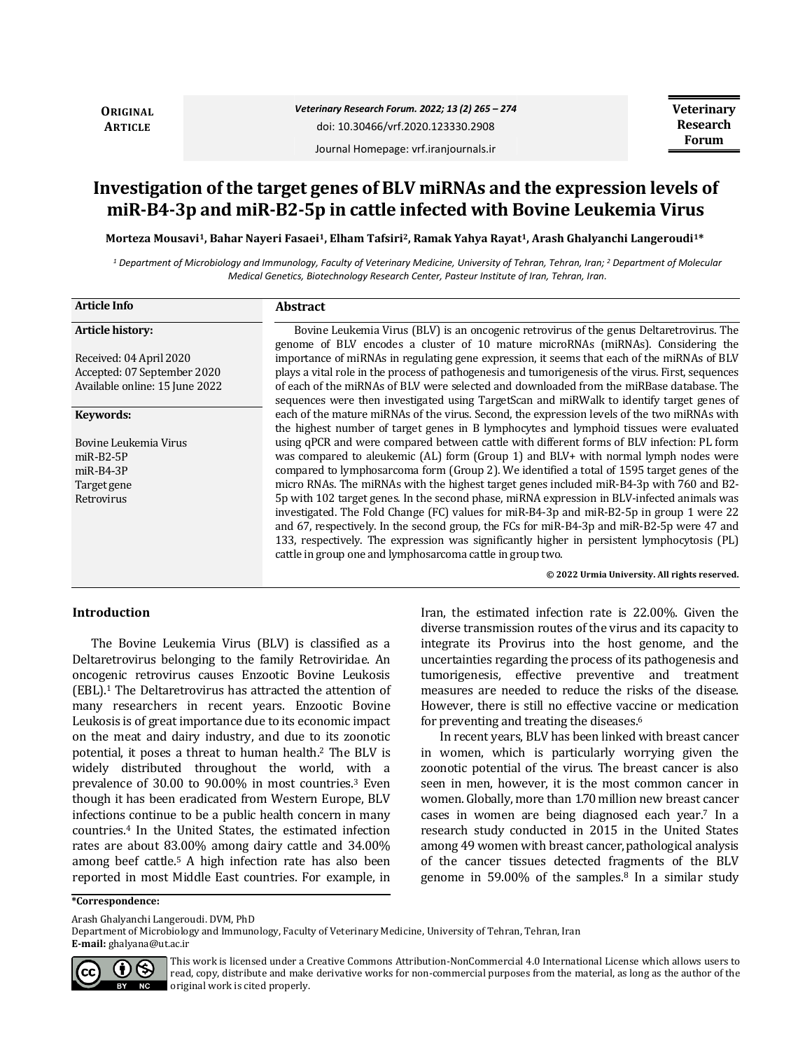**ORIGINAL ARTICLE**

Veterinary Research Forum. 2022; 13 (2) 265 – 274

doi: 10.30466/vrf.2020.123330.2908

Journal Homepage: vrf.iranjournals.ir

**Veterinary Research Forum**

# Investigation of the target genes of BLV miRNAs and the expression levels of miR-B4-3p and miR-B2-5p in cattle infected with Bovine Leukemia Virus

**Morteza Mousavi[1], Bahar Nayeri Fasaei[1], Elham Tafsiri[2], Ramak Yahya Rayat[1], Arash Ghalyanchi Langeroudi[1]***

*[1] Department of Microbiology and Immunology, Faculty of Veterinary Medicine, University of Tehran, Tehran, Iran; [2] Department of Molecular Medical Genetics, Biotechnology Research Center, Pasteur Institute of Iran, Tehran, Iran.*

**Article Info**

**Article history:**

Received: 04 April 2020
Accepted: 07 September 2020
Available online: 15 June 2022

**Keywords:**

Bovine Leukemia Virus
miR-B2-5P
miR-B4-3P
Target gene
Retrovirus

## Abstract

Bovine Leukemia Virus (BLV) is an oncogenic retrovirus of the genus Deltaretrovirus. The genome of BLV encodes a cluster of 10 mature microRNAs (miRNAs). Considering the importance of miRNAs in regulating gene expression, it seems that each of the miRNAs of BLV plays a vital role in the process of pathogenesis and tumorigenesis of the virus. First, sequences of each of the miRNAs of BLV were selected and downloaded from the miRBase database. The sequences were then investigated using TargetScan and miRWalk to identify target genes of each of the mature miRNAs of the virus. Second, the expression levels of the two miRNAs with the highest number of target genes in B lymphocytes and lymphoid tissues were evaluated using qPCR and were compared between cattle with different forms of BLV infection: PL form was compared to aleukemic (AL) form (Group 1) and BLV+ with normal lymph nodes were compared to lymphosarcoma form (Group 2). We identified a total of 1595 target genes of the micro RNAs. The miRNAs with the highest target genes included miR-B4-3p with 760 and B2-5p with 102 target genes. In the second phase, miRNA expression in BLV-infected animals was investigated. The Fold Change (FC) values for miR-B4-3p and miR-B2-5p in group 1 were 22 and 67, respectively. In the second group, the FCs for miR-B4-3p and miR-B2-5p were 47 and 133, respectively. The expression was significantly higher in persistent lymphocytosis (PL) cattle in group one and lymphosarcoma cattle in group two.

**© 2022 Urmia University. All rights reserved.**

## Introduction

The Bovine Leukemia Virus (BLV) is classified as a Deltaretrovirus belonging to the family Retroviridae. An oncogenic retrovirus causes Enzootic Bovine Leukosis (EBL).[1] The Deltaretrovirus has attracted the attention of many researchers in recent years. Enzootic Bovine Leukosis is of great importance due to its economic impact on the meat and dairy industry, and due to its zoonotic potential, it poses a threat to human health.[2] The BLV is widely distributed throughout the world, with a prevalence of 30.00 to 90.00% in most countries.[3] Even though it has been eradicated from Western Europe, BLV infections continue to be a public health concern in many countries.[4] In the United States, the estimated infection rates are about 83.00% among dairy cattle and 34.00% among beef cattle.[5] A high infection rate has also been reported in most Middle East countries. For example, in Iran, the estimated infection rate is 22.00%. Given the diverse transmission routes of the virus and its capacity to integrate its Provirus into the host genome, and the uncertainties regarding the process of its pathogenesis and tumorigenesis, effective preventive and treatment measures are needed to reduce the risks of the disease. However, there is still no effective vaccine or medication for preventing and treating the diseases.[6]

In recent years, BLV has been linked with breast cancer in women, which is particularly worrying given the zoonotic potential of the virus. The breast cancer is also seen in men, however, it is the most common cancer in women. Globally, more than 1.70 million new breast cancer cases in women are being diagnosed each year.[7] In a research study conducted in 2015 in the United States among 49 women with breast cancer, pathological analysis of the cancer tissues detected fragments of the BLV genome in 59.00% of the samples.[8] In a similar study

***Correspondence:**

Arash Ghalyanchi Langeroudi. DVM, PhD
Department of Microbiology and Immunology, Faculty of Veterinary Medicine, University of Tehran, Tehran, Iran
**E-mail:** ghalyana@ut.ac.ir

This work is licensed under a Creative Commons Attribution-NonCommercial 4.0 International License which allows users to read, copy, distribute and make derivative works for non-commercial purposes from the material, as long as the author of the original work is cited properly.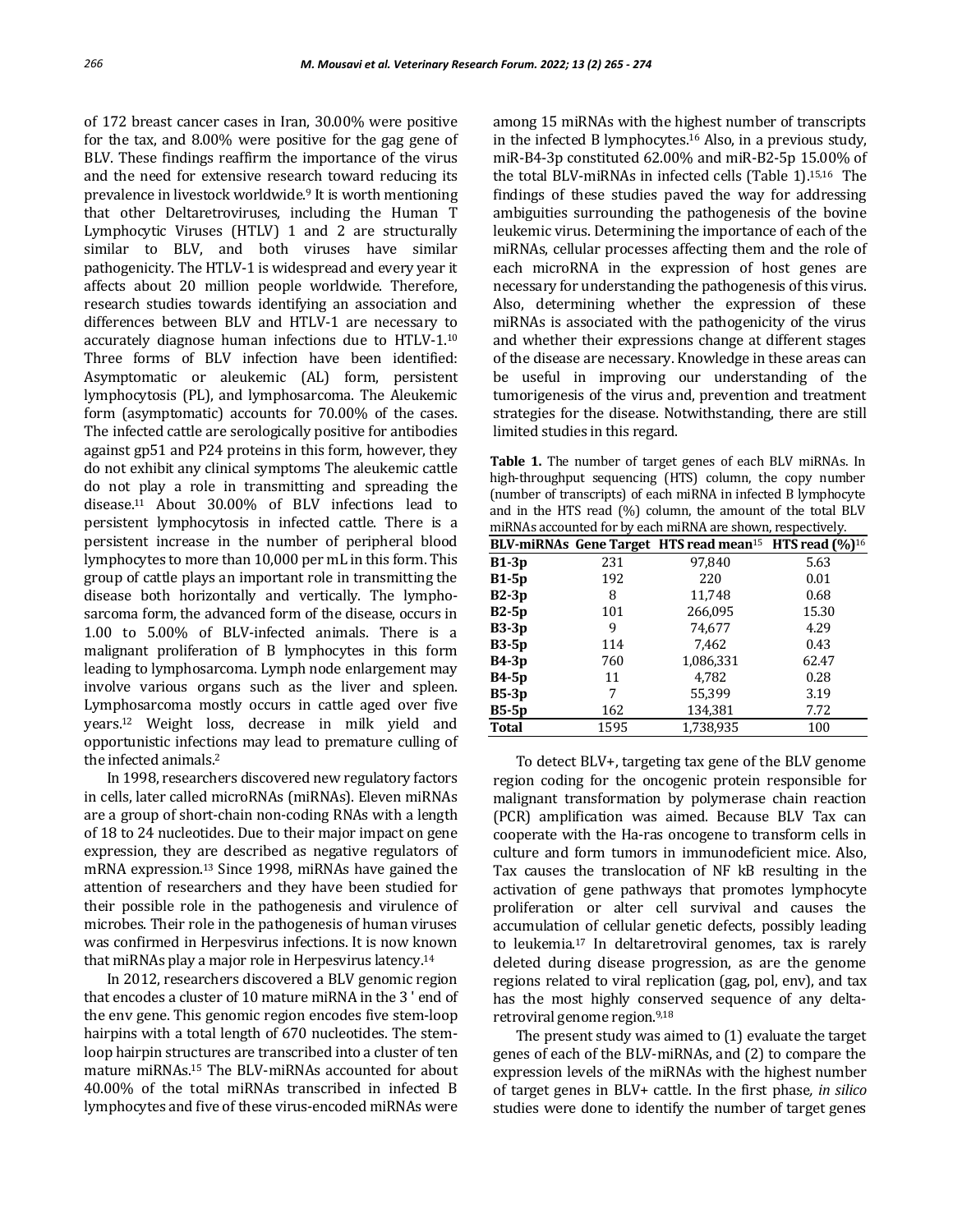of 172 breast cancer cases in Iran, 30.00% were positive for the tax, and 8.00% were positive for the gag gene of BLV. These findings reaffirm the importance of the virus and the need for extensive research toward reducing its prevalence in livestock worldwide.[9] It is worth mentioning that other Deltaretroviruses, including the Human T Lymphocytic Viruses (HTLV) 1 and 2 are structurally similar to BLV, and both viruses have similar pathogenicity. The HTLV-1 is widespread and every year it affects about 20 million people worldwide. Therefore, research studies towards identifying an association and differences between BLV and HTLV-1 are necessary to accurately diagnose human infections due to HTLV-1.[10] Three forms of BLV infection have been identified: Asymptomatic or aleukemic (AL) form, persistent lymphocytosis (PL), and lymphosarcoma. The Aleukemic form (asymptomatic) accounts for 70.00% of the cases. The infected cattle are serologically positive for antibodies against gp51 and P24 proteins in this form, however, they do not exhibit any clinical symptoms The aleukemic cattle do not play a role in transmitting and spreading the disease.[11] About 30.00% of BLV infections lead to persistent lymphocytosis in infected cattle. There is a persistent increase in the number of peripheral blood lymphocytes to more than 10,000 per mL in this form. This group of cattle plays an important role in transmitting the disease both horizontally and vertically. The lymphosarcoma form, the advanced form of the disease, occurs in 1.00 to 5.00% of BLV-infected animals. There is a malignant proliferation of B lymphocytes in this form leading to lymphosarcoma. Lymph node enlargement may involve various organs such as the liver and spleen. Lymphosarcoma mostly occurs in cattle aged over five years.[12] Weight loss, decrease in milk yield and opportunistic infections may lead to premature culling of the infected animals.[2]

In 1998, researchers discovered new regulatory factors in cells, later called microRNAs (miRNAs). Eleven miRNAs are a group of short-chain non-coding RNAs with a length of 18 to 24 nucleotides. Due to their major impact on gene expression, they are described as negative regulators of mRNA expression.[13] Since 1998, miRNAs have gained the attention of researchers and they have been studied for their possible role in the pathogenesis and virulence of microbes. Their role in the pathogenesis of human viruses was confirmed in Herpesvirus infections. It is now known that miRNAs play a major role in Herpesvirus latency.[14]

In 2012, researchers discovered a BLV genomic region that encodes a cluster of 10 mature miRNA in the 3 ' end of the env gene. This genomic region encodes five stem-loop hairpins with a total length of 670 nucleotides. The stem-loop hairpin structures are transcribed into a cluster of ten mature miRNAs.[15] The BLV-miRNAs accounted for about 40.00% of the total miRNAs transcribed in infected B lymphocytes and five of these virus-encoded miRNAs were among 15 miRNAs with the highest number of transcripts in the infected B lymphocytes.[16] Also, in a previous study, miR-B4-3p constituted 62.00% and miR-B2-5p 15.00% of the total BLV-miRNAs in infected cells (Table 1).[15,16] The findings of these studies paved the way for addressing ambiguities surrounding the pathogenesis of the bovine leukemic virus. Determining the importance of each of the miRNAs, cellular processes affecting them and the role of each microRNA in the expression of host genes are necessary for understanding the pathogenesis of this virus. Also, determining whether the expression of these miRNAs is associated with the pathogenicity of the virus and whether their expressions change at different stages of the disease are necessary. Knowledge in these areas can be useful in improving our understanding of the tumorigenesis of the virus and, prevention and treatment strategies for the disease. Notwithstanding, there are still limited studies in this regard.

**Table 1.** The number of target genes of each BLV miRNAs. In high-throughput sequencing (HTS) column, the copy number (number of transcripts) of each miRNA in infected B lymphocyte and in the HTS read (%) column, the amount of the total BLV miRNAs accounted for by each miRNA are shown, respectively.

| BLV-miRNAs | Gene Target | HTS read mean[15] | HTS read (%)[16] |
|---|---|---|---|
| **B1-3p** | 231 | 97,840 | 5.63 |
| **B1-5p** | 192 | 220 | 0.01 |
| **B2-3p** | 8 | 11,748 | 0.68 |
| **B2-5p** | 101 | 266,095 | 15.30 |
| **B3-3p** | 9 | 74,677 | 4.29 |
| **B3-5p** | 114 | 7,462 | 0.43 |
| **B4-3p** | 760 | 1,086,331 | 62.47 |
| **B4-5p** | 11 | 4,782 | 0.28 |
| **B5-3p** | 7 | 55,399 | 3.19 |
| **B5-5p** | 162 | 134,381 | 7.72 |
| **Total** | 1595 | 1,738,935 | 100 |

To detect BLV+, targeting tax gene of the BLV genome region coding for the oncogenic protein responsible for malignant transformation by polymerase chain reaction (PCR) amplification was aimed. Because BLV Tax can cooperate with the Ha-ras oncogene to transform cells in culture and form tumors in immunodeficient mice. Also, Tax causes the translocation of NF kB resulting in the activation of gene pathways that promotes lymphocyte proliferation or alter cell survival and causes the accumulation of cellular genetic defects, possibly leading to leukemia.[17] In deltaretroviral genomes, tax is rarely deleted during disease progression, as are the genome regions related to viral replication (gag, pol, env), and tax has the most highly conserved sequence of any delta-retroviral genome region.[9,18]

The present study was aimed to (1) evaluate the target genes of each of the BLV-miRNAs, and (2) to compare the expression levels of the miRNAs with the highest number of target genes in BLV+ cattle. In the first phase*, in silico* studies were done to identify the number of target genes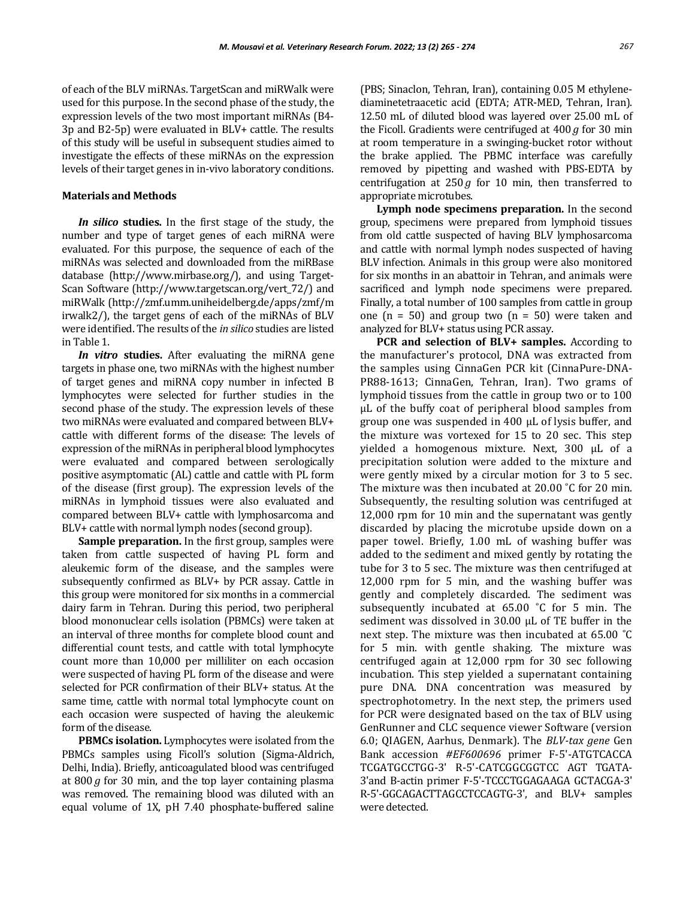of each of the BLV miRNAs. TargetScan and miRWalk were used for this purpose. In the second phase of the study, the expression levels of the two most important miRNAs (B4-3p and B2-5p) were evaluated in BLV+ cattle. The results of this study will be useful in subsequent studies aimed to investigate the effects of these miRNAs on the expression levels of their target genes in in-vivo laboratory conditions.

## Materials and Methods

***In silico* studies.** In the first stage of the study, the number and type of target genes of each miRNA were evaluated. For this purpose, the sequence of each of the miRNAs was selected and downloaded from the miRBase database (http://www.mirbase.org/), and using Target-Scan Software (http://www.targetscan.org/vert_72/) and miRWalk (http://zmf.umm.uniheidelberg.de/apps/zmf/mirwalk2/), the target gens of each of the miRNAs of BLV were identified. The results of the *in silico* studies are listed in Table 1.

***In vitro* studies.** After evaluating the miRNA gene targets in phase one, two miRNAs with the highest number of target genes and miRNA copy number in infected B lymphocytes were selected for further studies in the second phase of the study. The expression levels of these two miRNAs were evaluated and compared between BLV+ cattle with different forms of the disease: The levels of expression of the miRNAs in peripheral blood lymphocytes were evaluated and compared between serologically positive asymptomatic (AL) cattle and cattle with PL form of the disease (first group). The expression levels of the miRNAs in lymphoid tissues were also evaluated and compared between BLV+ cattle with lymphosarcoma and BLV+ cattle with normal lymph nodes (second group).

**Sample preparation.** In the first group, samples were taken from cattle suspected of having PL form and aleukemic form of the disease, and the samples were subsequently confirmed as BLV+ by PCR assay. Cattle in this group were monitored for six months in a commercial dairy farm in Tehran. During this period, two peripheral blood mononuclear cells isolation (PBMCs) were taken at an interval of three months for complete blood count and differential count tests, and cattle with total lymphocyte count more than 10,000 per milliliter on each occasion were suspected of having PL form of the disease and were selected for PCR confirmation of their BLV+ status. At the same time, cattle with normal total lymphocyte count on each occasion were suspected of having the aleukemic form of the disease.

**PBMCs isolation.** Lymphocytes were isolated from the PBMCs samples using Ficoll's solution (Sigma-Aldrich, Delhi, India). Briefly, anticoagulated blood was centrifuged at 800 *g* for 30 min, and the top layer containing plasma was removed. The remaining blood was diluted with an equal volume of 1X, pH 7.40 phosphate-buffered saline (PBS; Sinaclon, Tehran, Iran), containing 0.05 M ethylene-diaminetetraacetic acid (EDTA; ATR-MED, Tehran, Iran). 12.50 mL of diluted blood was layered over 25.00 mL of the Ficoll. Gradients were centrifuged at 400 *g* for 30 min at room temperature in a swinging-bucket rotor without the brake applied. The PBMC interface was carefully removed by pipetting and washed with PBS-EDTA by centrifugation at 250 *g* for 10 min, then transferred to appropriate microtubes.

**Lymph node specimens preparation.** In the second group, specimens were prepared from lymphoid tissues from old cattle suspected of having BLV lymphosarcoma and cattle with normal lymph nodes suspected of having BLV infection. Animals in this group were also monitored for six months in an abattoir in Tehran, and animals were sacrificed and lymph node specimens were prepared. Finally, a total number of 100 samples from cattle in group one ($n = 50$) and group two ($n = 50$) were taken and analyzed for BLV+ status using PCR assay.

**PCR and selection of BLV+ samples.** According to the manufacturer's protocol, DNA was extracted from the samples using CinnaGen PCR kit (CinnaPure-DNA-PR88-1613; CinnaGen, Tehran, Iran). Two grams of lymphoid tissues from the cattle in group two or to 100 µL of the buffy coat of peripheral blood samples from group one was suspended in 400 µL of lysis buffer, and the mixture was vortexed for 15 to 20 sec. This step yielded a homogenous mixture. Next, 300 µL of a precipitation solution were added to the mixture and were gently mixed by a circular motion for 3 to 5 sec. The mixture was then incubated at 20.00 ˚C for 20 min. Subsequently, the resulting solution was centrifuged at 12,000 rpm for 10 min and the supernatant was gently discarded by placing the microtube upside down on a paper towel. Briefly, 1.00 mL of washing buffer was added to the sediment and mixed gently by rotating the tube for 3 to 5 sec. The mixture was then centrifuged at 12,000 rpm for 5 min, and the washing buffer was gently and completely discarded. The sediment was subsequently incubated at 65.00 ˚C for 5 min. The sediment was dissolved in 30.00 µL of TE buffer in the next step. The mixture was then incubated at 65.00 ˚C for 5 min. with gentle shaking. The mixture was centrifuged again at 12,000 rpm for 30 sec following incubation. This step yielded a supernatant containing pure DNA. DNA concentration was measured by spectrophotometry. In the next step, the primers used for PCR were designated based on the tax of BLV using GenRunner and CLC sequence viewer Software (version 6.0; QIAGEN, Aarhus, Denmark). The *BLV-tax gene* Gen Bank accession *#EF600696* primer F-5'-ATGTCACCA TCGATGCCTGG-3' R-5'-CATCGGCGGTCC AGT TGATA-3'and B-actin primer F-5'-TCCCTGGAGAAGA GCTACGA-3' R-5'-GGCAGACTTAGCCTCCAGTG-3', and BLV+ samples were detected.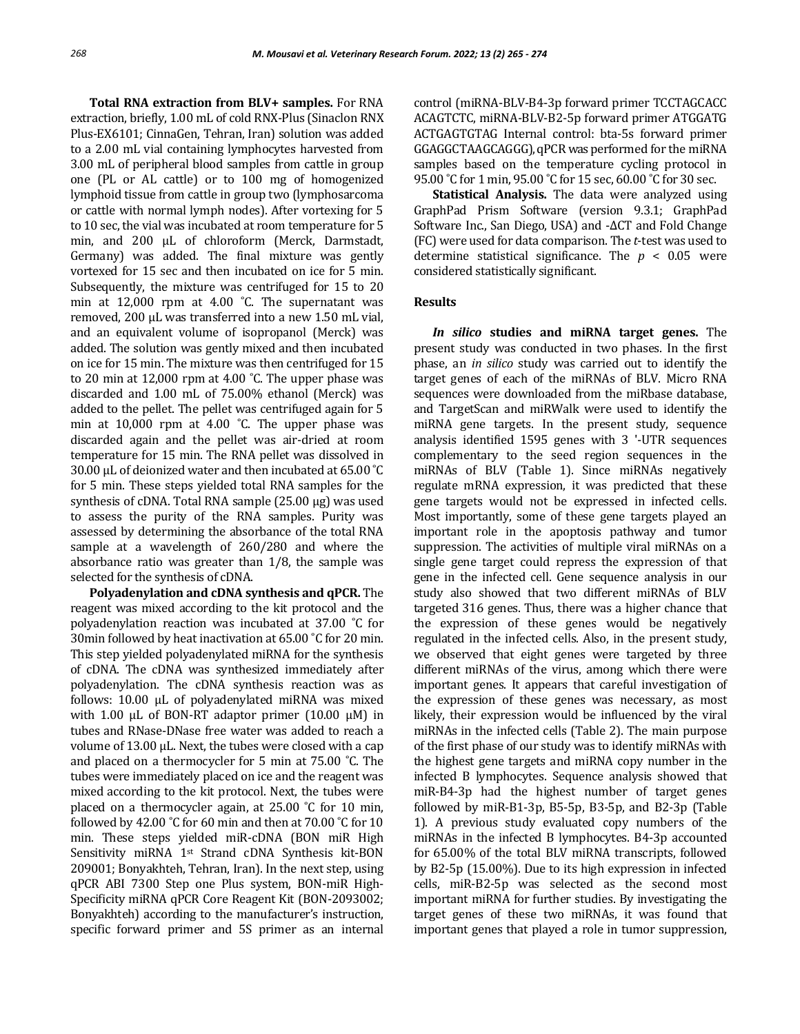**Total RNA extraction from BLV+ samples.** For RNA extraction, briefly, 1.00 mL of cold RNX-Plus (Sinaclon RNX Plus-EX6101; CinnaGen, Tehran, Iran) solution was added to a 2.00 mL vial containing lymphocytes harvested from 3.00 mL of peripheral blood samples from cattle in group one (PL or AL cattle) or to 100 mg of homogenized lymphoid tissue from cattle in group two (lymphosarcoma or cattle with normal lymph nodes). After vortexing for 5 to 10 sec, the vial was incubated at room temperature for 5 min, and 200 µL of chloroform (Merck, Darmstadt, Germany) was added. The final mixture was gently vortexed for 15 sec and then incubated on ice for 5 min. Subsequently, the mixture was centrifuged for 15 to 20 min at 12,000 rpm at 4.00 ˚C. The supernatant was removed, 200 µL was transferred into a new 1.50 mL vial, and an equivalent volume of isopropanol (Merck) was added. The solution was gently mixed and then incubated on ice for 15 min. The mixture was then centrifuged for 15 to 20 min at 12,000 rpm at 4.00 ˚C. The upper phase was discarded and 1.00 mL of 75.00% ethanol (Merck) was added to the pellet. The pellet was centrifuged again for 5 min at 10,000 rpm at 4.00 ˚C. The upper phase was discarded again and the pellet was air-dried at room temperature for 15 min. The RNA pellet was dissolved in 30.00 µL of deionized water and then incubated at 65.00 ˚C for 5 min. These steps yielded total RNA samples for the synthesis of cDNA. Total RNA sample (25.00 µg) was used to assess the purity of the RNA samples. Purity was assessed by determining the absorbance of the total RNA sample at a wavelength of 260/280 and where the absorbance ratio was greater than 1/8, the sample was selected for the synthesis of cDNA.

**Polyadenylation and cDNA synthesis and qPCR.** The reagent was mixed according to the kit protocol and the polyadenylation reaction was incubated at 37.00 ˚C for 30min followed by heat inactivation at 65.00 ˚C for 20 min. This step yielded polyadenylated miRNA for the synthesis of cDNA. The cDNA was synthesized immediately after polyadenylation. The cDNA synthesis reaction was as follows: 10.00 µL of polyadenylated miRNA was mixed with 1.00 µL of BON-RT adaptor primer (10.00 µM) in tubes and RNase-DNase free water was added to reach a volume of 13.00 µL. Next, the tubes were closed with a cap and placed on a thermocycler for 5 min at 75.00 ˚C. The tubes were immediately placed on ice and the reagent was mixed according to the kit protocol. Next, the tubes were placed on a thermocycler again, at 25.00 ˚C for 10 min, followed by 42.00 ˚C for 60 min and then at 70.00 ˚C for 10 min. These steps yielded miR-cDNA (BON miR High Sensitivity miRNA 1st Strand cDNA Synthesis kit-BON 209001; Bonyakhteh, Tehran, Iran). In the next step, using qPCR ABI 7300 Step one Plus system, BON-miR High-Specificity miRNA qPCR Core Reagent Kit (BON-2093002; Bonyakhteh) according to the manufacturer's instruction, specific forward primer and 5S primer as an internal control (miRNA-BLV-B4-3p forward primer TCCTAGCACC ACAGTCTC, miRNA-BLV-B2-5p forward primer ATGGATG ACTGAGTGTAG Internal control: bta-5s forward primer GGAGGCTAAGCAGGG), qPCR was performed for the miRNA samples based on the temperature cycling protocol in 95.00 ˚C for 1 min, 95.00 ˚C for 15 sec, 60.00 ˚C for 30 sec.

**Statistical Analysis.** The data were analyzed using GraphPad Prism Software (version 9.3.1; GraphPad Software Inc., San Diego, USA) and -ΔCT and Fold Change (FC) were used for data comparison. The *t*-test was used to determine statistical significance. The $p < 0.05$ were considered statistically significant.

## Results

***In silico* studies and miRNA target genes.** The present study was conducted in two phases. In the first phase, an *in silico* study was carried out to identify the target genes of each of the miRNAs of BLV. Micro RNA sequences were downloaded from the miRbase database, and TargetScan and miRWalk were used to identify the miRNA gene targets. In the present study, sequence analysis identified 1595 genes with 3 '-UTR sequences complementary to the seed region sequences in the miRNAs of BLV (Table 1). Since miRNAs negatively regulate mRNA expression, it was predicted that these gene targets would not be expressed in infected cells. Most importantly, some of these gene targets played an important role in the apoptosis pathway and tumor suppression. The activities of multiple viral miRNAs on a single gene target could repress the expression of that gene in the infected cell. Gene sequence analysis in our study also showed that two different miRNAs of BLV targeted 316 genes. Thus, there was a higher chance that the expression of these genes would be negatively regulated in the infected cells. Also, in the present study, we observed that eight genes were targeted by three different miRNAs of the virus, among which there were important genes. It appears that careful investigation of the expression of these genes was necessary, as most likely, their expression would be influenced by the viral miRNAs in the infected cells (Table 2). The main purpose of the first phase of our study was to identify miRNAs with the highest gene targets and miRNA copy number in the infected B lymphocytes. Sequence analysis showed that miR-B4-3p had the highest number of target genes followed by miR-B1-3p, B5-5p, B3-5p, and B2-3p (Table 1). A previous study evaluated copy numbers of the miRNAs in the infected B lymphocytes. B4-3p accounted for 65.00% of the total BLV miRNA transcripts, followed by B2-5p (15.00%). Due to its high expression in infected cells, miR-B2-5p was selected as the second most important miRNA for further studies. By investigating the target genes of these two miRNAs, it was found that important genes that played a role in tumor suppression,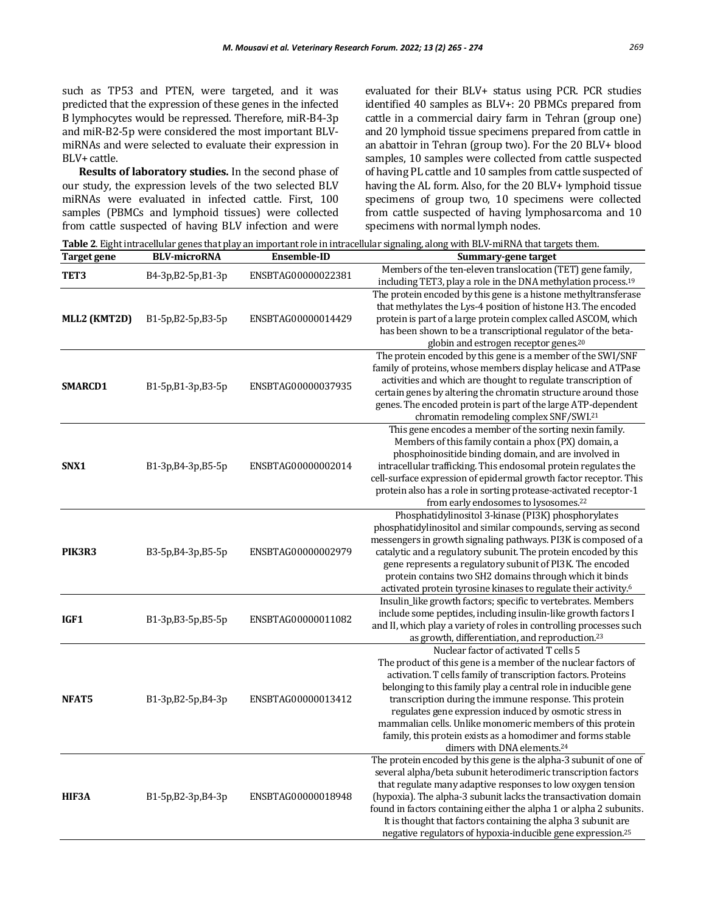such as TP53 and PTEN, were targeted, and it was predicted that the expression of these genes in the infected B lymphocytes would be repressed. Therefore, miR-B4-3p and miR-B2-5p were considered the most important BLV-miRNAs and were selected to evaluate their expression in BLV+ cattle.

**Results of laboratory studies.** In the second phase of our study, the expression levels of the two selected BLV miRNAs were evaluated in infected cattle. First, 100 samples (PBMCs and lymphoid tissues) were collected from cattle suspected of having BLV infection and were evaluated for their BLV+ status using PCR. PCR studies identified 40 samples as BLV+: 20 PBMCs prepared from cattle in a commercial dairy farm in Tehran (group one) and 20 lymphoid tissue specimens prepared from cattle in an abattoir in Tehran (group two). For the 20 BLV+ blood samples, 10 samples were collected from cattle suspected of having PL cattle and 10 samples from cattle suspected of having the AL form. Also, for the 20 BLV+ lymphoid tissue specimens of group two, 10 specimens were collected from cattle suspected of having lymphosarcoma and 10 specimens with normal lymph nodes.

**Table 2**. Eight intracellular genes that play an important role in intracellular signaling, along with BLV-miRNA that targets them.

| Target gene | BLV-microRNA | Ensemble-ID | Summary-gene target |
|---|---|---|---|
| **TET3** | B4-3p,B2-5p,B1-3p | ENSBTAG00000022381 | Members of the ten-eleven translocation (TET) gene family, including TET3, play a role in the DNA methylation process.[19] |
| **MLL2 (KMT2D)** | B1-5p,B2-5p,B3-5p | ENSBTAG00000014429 | The protein encoded by this gene is a histone methyltransferase that methylates the Lys-4 position of histone H3. The encoded protein is part of a large protein complex called ASCOM, which has been shown to be a transcriptional regulator of the beta-globin and estrogen receptor genes.[20] |
| **SMARCD1** | B1-5p,B1-3p,B3-5p | ENSBTAG00000037935 | The protein encoded by this gene is a member of the SWI/SNF family of proteins, whose members display helicase and ATPase activities and which are thought to regulate transcription of certain genes by altering the chromatin structure around those genes. The encoded protein is part of the large ATP-dependent chromatin remodeling complex SNF/SWI.[21] |
| **SNX1** | B1-3p,B4-3p,B5-5p | ENSBTAG00000002014 | This gene encodes a member of the sorting nexin family. Members of this family contain a phox (PX) domain, a phosphoinositide binding domain, and are involved in intracellular trafficking. This endosomal protein regulates the cell-surface expression of epidermal growth factor receptor. This protein also has a role in sorting protease-activated receptor-1 from early endosomes to lysosomes.[22] |
| **PIK3R3** | B3-5p,B4-3p,B5-5p | ENSBTAG00000002979 | Phosphatidylinositol 3-kinase (PI3K) phosphorylates phosphatidylinositol and similar compounds, serving as second messengers in growth signaling pathways. PI3K is composed of a catalytic and a regulatory subunit. The protein encoded by this gene represents a regulatory subunit of PI3K. The encoded protein contains two SH2 domains through which it binds activated protein tyrosine kinases to regulate their activity.[6] |
| **IGF1** | B1-3p,B3-5p,B5-5p | ENSBTAG00000011082 | Insulin_like growth factors; specific to vertebrates. Members include some peptides, including insulin-like growth factors I and II, which play a variety of roles in controlling processes such as growth, differentiation, and reproduction.[23] |
| **NFAT5** | B1-3p,B2-5p,B4-3p | ENSBTAG00000013412 | Nuclear factor of activated T cells 5 The product of this gene is a member of the nuclear factors of activation. T cells family of transcription factors. Proteins belonging to this family play a central role in inducible gene transcription during the immune response. This protein regulates gene expression induced by osmotic stress in mammalian cells. Unlike monomeric members of this protein family, this protein exists as a homodimer and forms stable dimers with DNA elements.[24] |
| **HIF3A** | B1-5p,B2-3p,B4-3p | ENSBTAG00000018948 | The protein encoded by this gene is the alpha-3 subunit of one of several alpha/beta subunit heterodimeric transcription factors that regulate many adaptive responses to low oxygen tension (hypoxia). The alpha-3 subunit lacks the transactivation domain found in factors containing either the alpha 1 or alpha 2 subunits. It is thought that factors containing the alpha 3 subunit are negative regulators of hypoxia-inducible gene expression.[25] |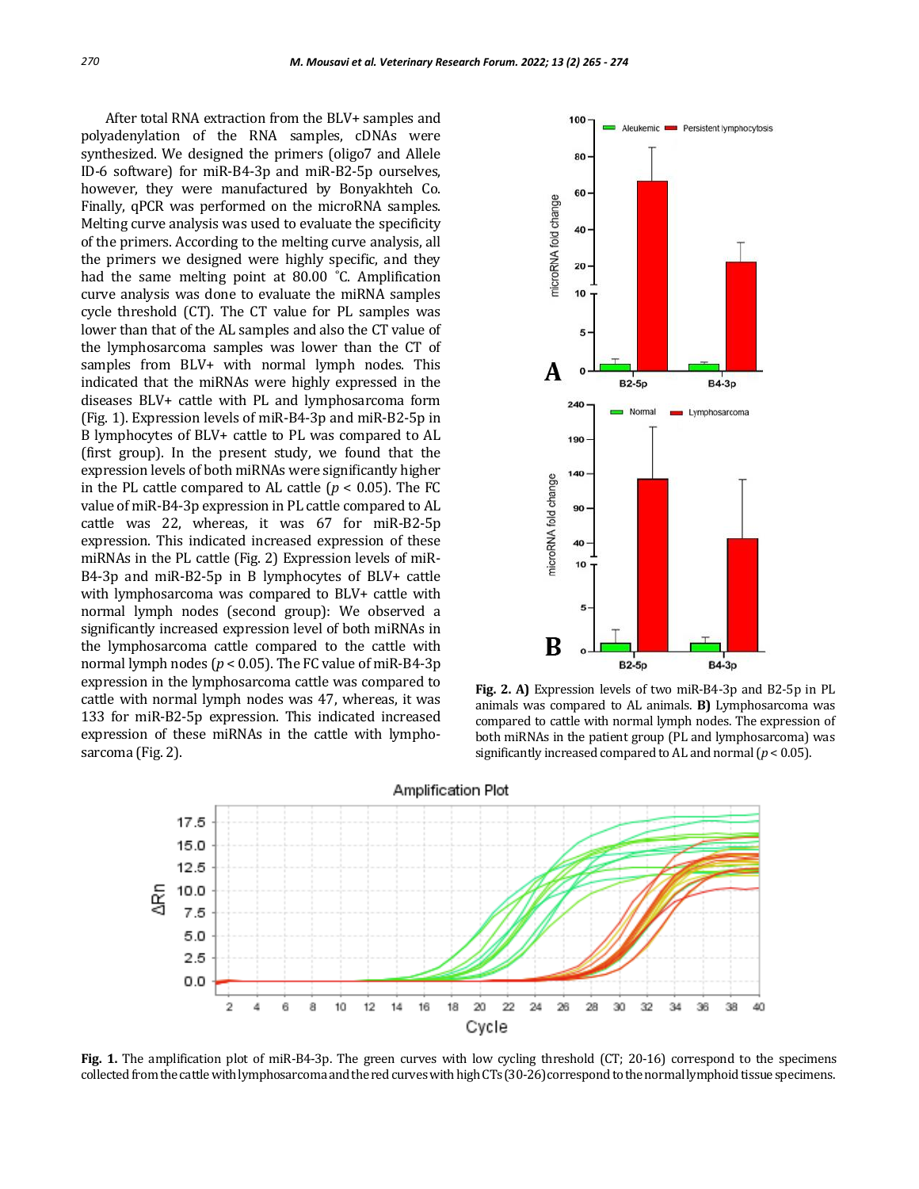After total RNA extraction from the BLV+ samples and polyadenylation of the RNA samples, cDNAs were synthesized. We designed the primers (oligo7 and Allele ID-6 software) for miR-B4-3p and miR-B2-5p ourselves, however, they were manufactured by Bonyakhteh Co. Finally, qPCR was performed on the microRNA samples. Melting curve analysis was used to evaluate the specificity of the primers. According to the melting curve analysis, all the primers we designed were highly specific, and they had the same melting point at 80.00 ˚C. Amplification curve analysis was done to evaluate the miRNA samples cycle threshold (CT). The CT value for PL samples was lower than that of the AL samples and also the CT value of the lymphosarcoma samples was lower than the CT of samples from BLV+ with normal lymph nodes. This indicated that the miRNAs were highly expressed in the diseases BLV+ cattle with PL and lymphosarcoma form (Fig. 1). Expression levels of miR-B4-3p and miR-B2-5p in B lymphocytes of BLV+ cattle to PL was compared to AL (first group). In the present study, we found that the expression levels of both miRNAs were significantly higher in the PL cattle compared to AL cattle ($p < 0.05$). The FC value of miR-B4-3p expression in PL cattle compared to AL cattle was 22, whereas, it was 67 for miR-B2-5p expression. This indicated increased expression of these miRNAs in the PL cattle (Fig. 2) Expression levels of miR-B4-3p and miR-B2-5p in B lymphocytes of BLV+ cattle with lymphosarcoma was compared to BLV+ cattle with normal lymph nodes (second group): We observed a significantly increased expression level of both miRNAs in the lymphosarcoma cattle compared to the cattle with normal lymph nodes ($p < 0.05$). The FC value of miR-B4-3p expression in the lymphosarcoma cattle was compared to cattle with normal lymph nodes was 47, whereas, it was 133 for miR-B2-5p expression. This indicated increased expression of these miRNAs in the cattle with lymphosarcoma (Fig. 2).

**Fig. 2. A)** Expression levels of two miR-B4-3p and B2-5p in PL animals was compared to AL animals. **B)** Lymphosarcoma was compared to cattle with normal lymph nodes. The expression of both miRNAs in the patient group (PL and lymphosarcoma) was significantly increased compared to AL and normal ($p < 0.05$).

**Fig. 1.** The amplification plot of miR-B4-3p. The green curves with low cycling threshold (CT; 20-16) correspond to the specimens collected from the cattle with lymphosarcoma and the red curves with high CTs (30-26) correspond to the normal lymphoid tissue specimens.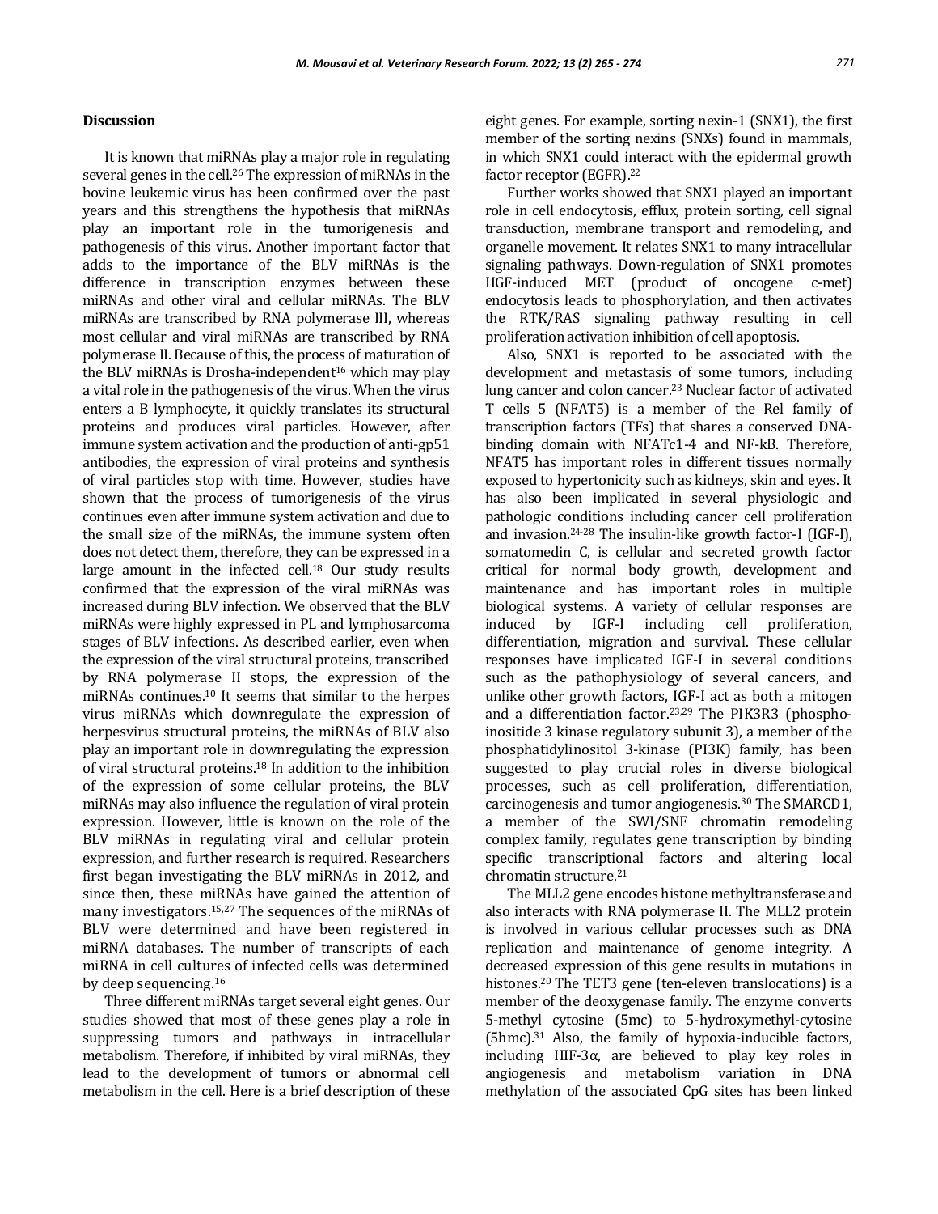## Discussion

It is known that miRNAs play a major role in regulating several genes in the cell.[26] The expression of miRNAs in the bovine leukemic virus has been confirmed over the past years and this strengthens the hypothesis that miRNAs play an important role in the tumorigenesis and pathogenesis of this virus. Another important factor that adds to the importance of the BLV miRNAs is the difference in transcription enzymes between these miRNAs and other viral and cellular miRNAs. The BLV miRNAs are transcribed by RNA polymerase III, whereas most cellular and viral miRNAs are transcribed by RNA polymerase II. Because of this, the process of maturation of the BLV miRNAs is Drosha-independent[16] which may play a vital role in the pathogenesis of the virus. When the virus enters a B lymphocyte, it quickly translates its structural proteins and produces viral particles. However, after immune system activation and the production of anti-gp51 antibodies, the expression of viral proteins and synthesis of viral particles stop with time. However, studies have shown that the process of tumorigenesis of the virus continues even after immune system activation and due to the small size of the miRNAs, the immune system often does not detect them, therefore, they can be expressed in a large amount in the infected cell.[18] Our study results confirmed that the expression of the viral miRNAs was increased during BLV infection. We observed that the BLV miRNAs were highly expressed in PL and lymphosarcoma stages of BLV infections. As described earlier, even when the expression of the viral structural proteins, transcribed by RNA polymerase II stops, the expression of the miRNAs continues.[10] It seems that similar to the herpes virus miRNAs which downregulate the expression of herpesvirus structural proteins, the miRNAs of BLV also play an important role in downregulating the expression of viral structural proteins.[18] In addition to the inhibition of the expression of some cellular proteins, the BLV miRNAs may also influence the regulation of viral protein expression. However, little is known on the role of the BLV miRNAs in regulating viral and cellular protein expression, and further research is required. Researchers first began investigating the BLV miRNAs in 2012, and since then, these miRNAs have gained the attention of many investigators.[15,27] The sequences of the miRNAs of BLV were determined and have been registered in miRNA databases. The number of transcripts of each miRNA in cell cultures of infected cells was determined by deep sequencing.[16]

Three different miRNAs target several eight genes. Our studies showed that most of these genes play a role in suppressing tumors and pathways in intracellular metabolism. Therefore, if inhibited by viral miRNAs, they lead to the development of tumors or abnormal cell metabolism in the cell. Here is a brief description of these eight genes. For example, sorting nexin-1 (SNX1), the first member of the sorting nexins (SNXs) found in mammals, in which SNX1 could interact with the epidermal growth factor receptor (EGFR).[22]

Further works showed that SNX1 played an important role in cell endocytosis, efflux, protein sorting, cell signal transduction, membrane transport and remodeling, and organelle movement. It relates SNX1 to many intracellular signaling pathways. Down-regulation of SNX1 promotes HGF-induced MET (product of oncogene c-met) endocytosis leads to phosphorylation, and then activates the RTK/RAS signaling pathway resulting in cell proliferation activation inhibition of cell apoptosis.

Also, SNX1 is reported to be associated with the development and metastasis of some tumors, including lung cancer and colon cancer.[23] Nuclear factor of activated T cells 5 (NFAT5) is a member of the Rel family of transcription factors (TFs) that shares a conserved DNA-binding domain with NFATc1-4 and NF-kB. Therefore, NFAT5 has important roles in different tissues normally exposed to hypertonicity such as kidneys, skin and eyes. It has also been implicated in several physiologic and pathologic conditions including cancer cell proliferation and invasion.[24-28] The insulin-like growth factor-I (IGF-I), somatomedin C, is cellular and secreted growth factor critical for normal body growth, development and maintenance and has important roles in multiple biological systems. A variety of cellular responses are induced by IGF-I including cell proliferation, differentiation, migration and survival. These cellular responses have implicated IGF-I in several conditions such as the pathophysiology of several cancers, and unlike other growth factors, IGF-I act as both a mitogen and a differentiation factor.[23,29] The PIK3R3 (phospho-inositide 3 kinase regulatory subunit 3), a member of the phosphatidylinositol 3-kinase (PI3K) family, has been suggested to play crucial roles in diverse biological processes, such as cell proliferation, differentiation, carcinogenesis and tumor angiogenesis.[30] The SMARCD1, a member of the SWI/SNF chromatin remodeling complex family, regulates gene transcription by binding specific transcriptional factors and altering local chromatin structure.[21]

The MLL2 gene encodes histone methyltransferase and also interacts with RNA polymerase II. The MLL2 protein is involved in various cellular processes such as DNA replication and maintenance of genome integrity. A decreased expression of this gene results in mutations in histones.[20] The TET3 gene (ten-eleven translocations) is a member of the deoxygenase family. The enzyme converts 5-methyl cytosine (5mc) to 5-hydroxymethyl-cytosine (5hmc).[31] Also, the family of hypoxia-inducible factors, including HIF-3α, are believed to play key roles in angiogenesis and metabolism variation in DNA methylation of the associated CpG sites has been linked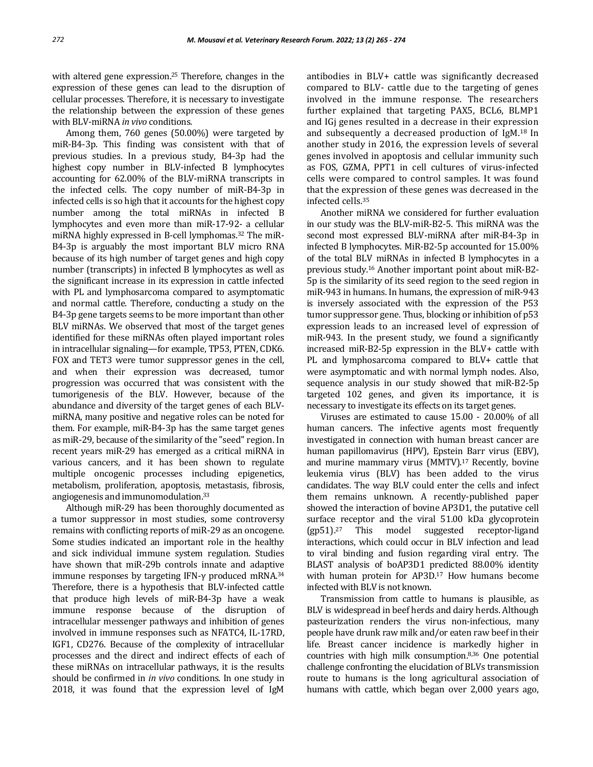with altered gene expression.[25] Therefore, changes in the expression of these genes can lead to the disruption of cellular processes. Therefore, it is necessary to investigate the relationship between the expression of these genes with BLV-miRNA *in vivo* conditions.

Among them, 760 genes (50.00%) were targeted by miR-B4-3p. This finding was consistent with that of previous studies. In a previous study, B4-3p had the highest copy number in BLV-infected B lymphocytes accounting for 62.00% of the BLV-miRNA transcripts in the infected cells. The copy number of miR-B4-3p in infected cells is so high that it accounts for the highest copy number among the total miRNAs in infected B lymphocytes and even more than miR-17-92- a cellular miRNA highly expressed in B-cell lymphomas.[32] The miR-B4-3p is arguably the most important BLV micro RNA because of its high number of target genes and high copy number (transcripts) in infected B lymphocytes as well as the significant increase in its expression in cattle infected with PL and lymphosarcoma compared to asymptomatic and normal cattle. Therefore, conducting a study on the B4-3p gene targets seems to be more important than other BLV miRNAs. We observed that most of the target genes identified for these miRNAs often played important roles in intracellular signaling—for example, TP53, PTEN, CDK6. FOX and TET3 were tumor suppressor genes in the cell, and when their expression was decreased, tumor progression was occurred that was consistent with the tumorigenesis of the BLV. However, because of the abundance and diversity of the target genes of each BLV-miRNA, many positive and negative roles can be noted for them. For example, miR-B4-3p has the same target genes as miR-29, because of the similarity of the "seed" region. In recent years miR-29 has emerged as a critical miRNA in various cancers, and it has been shown to regulate multiple oncogenic processes including epigenetics, metabolism, proliferation, apoptosis, metastasis, fibrosis, angiogenesis and immunomodulation.[33]

Although miR-29 has been thoroughly documented as a tumor suppressor in most studies, some controversy remains with conflicting reports of miR-29 as an oncogene. Some studies indicated an important role in the healthy and sick individual immune system regulation. Studies have shown that miR-29b controls innate and adaptive immune responses by targeting IFN-γ produced mRNA.[34] Therefore, there is a hypothesis that BLV-infected cattle that produce high levels of miR-B4-3p have a weak immune response because of the disruption of intracellular messenger pathways and inhibition of genes involved in immune responses such as NFATC4, IL-17RD, IGF1, CD276. Because of the complexity of intracellular processes and the direct and indirect effects of each of these miRNAs on intracellular pathways, it is the results should be confirmed in *in vivo* conditions. In one study in 2018, it was found that the expression level of IgM antibodies in BLV+ cattle was significantly decreased compared to BLV- cattle due to the targeting of genes involved in the immune response. The researchers further explained that targeting PAX5, BCL6, BLMP1 and IGj genes resulted in a decrease in their expression and subsequently a decreased production of IgM.[18] In another study in 2016, the expression levels of several genes involved in apoptosis and cellular immunity such as FOS, GZMA, PPT1 in cell cultures of virus-infected cells were compared to control samples. It was found that the expression of these genes was decreased in the infected cells.[35]

Another miRNA we considered for further evaluation in our study was the BLV-miR-B2-5. This miRNA was the second most expressed BLV-miRNA after miR-B4-3p in infected B lymphocytes. MiR-B2-5p accounted for 15.00% of the total BLV miRNAs in infected B lymphocytes in a previous study.[16] Another important point about miR-B2-5p is the similarity of its seed region to the seed region in miR-943 in humans. In humans, the expression of miR-943 is inversely associated with the expression of the P53 tumor suppressor gene. Thus, blocking or inhibition of p53 expression leads to an increased level of expression of miR-943. In the present study, we found a significantly increased miR-B2-5p expression in the BLV+ cattle with PL and lymphosarcoma compared to BLV+ cattle that were asymptomatic and with normal lymph nodes. Also, sequence analysis in our study showed that miR-B2-5p targeted 102 genes, and given its importance, it is necessary to investigate its effects on its target genes.

Viruses are estimated to cause 15.00 - 20.00% of all human cancers. The infective agents most frequently investigated in connection with human breast cancer are human papillomavirus (HPV), Epstein Barr virus (EBV), and murine mammary virus (MMTV).[17] Recently, bovine leukemia virus (BLV) has been added to the virus candidates. The way BLV could enter the cells and infect them remains unknown. A recently-published paper showed the interaction of bovine AP3D1, the putative cell surface receptor and the viral 51.00 kDa glycoprotein (gp51).[27] This model suggested receptor-ligand interactions, which could occur in BLV infection and lead to viral binding and fusion regarding viral entry. The BLAST analysis of boAP3D1 predicted 88.00% identity with human protein for AP3D.[17] How humans become infected with BLV is not known.

Transmission from cattle to humans is plausible, as BLV is widespread in beef herds and dairy herds. Although pasteurization renders the virus non-infectious, many people have drunk raw milk and/or eaten raw beef in their life. Breast cancer incidence is markedly higher in countries with high milk consumption.[8,36] One potential challenge confronting the elucidation of BLVs transmission route to humans is the long agricultural association of humans with cattle, which began over 2,000 years ago,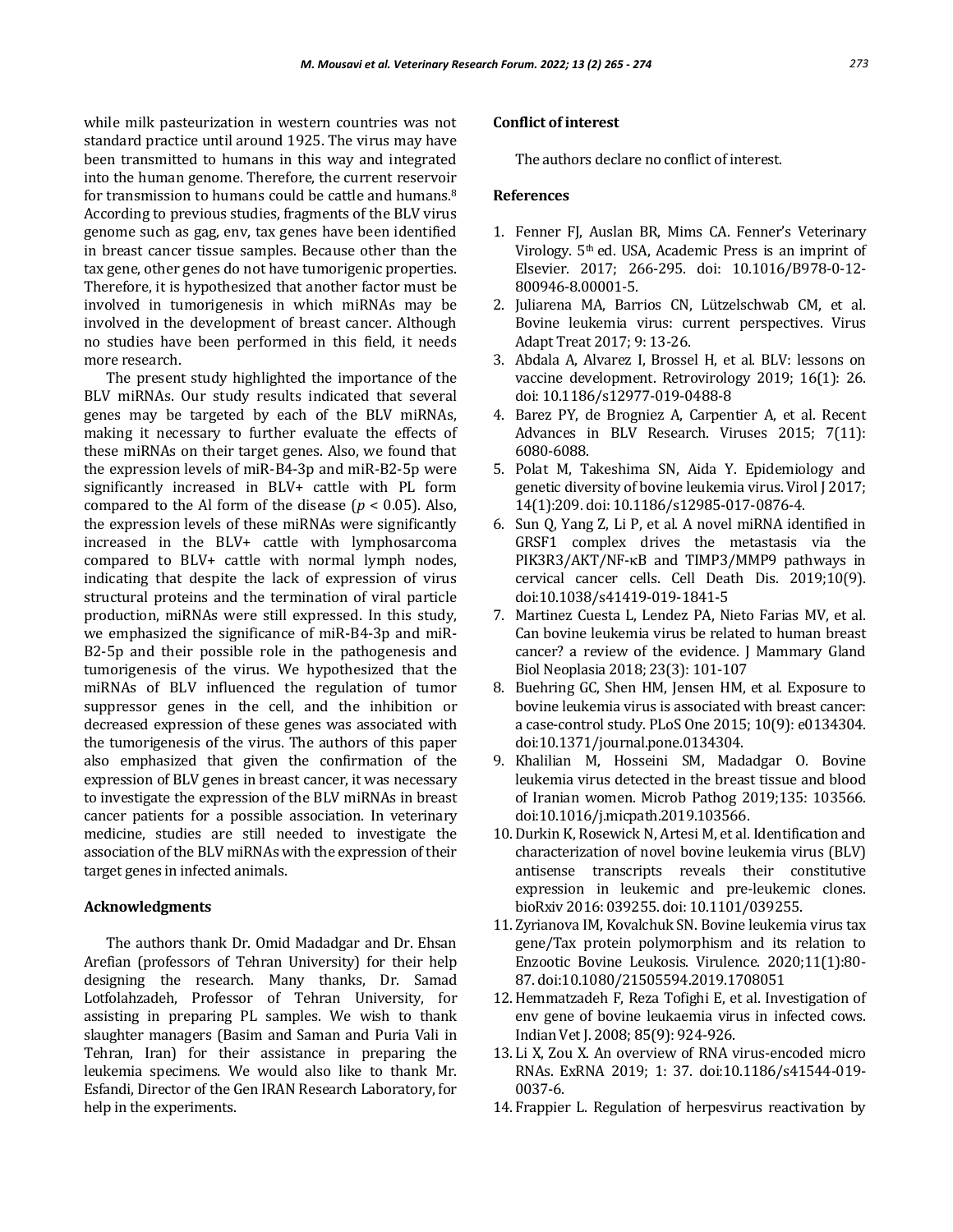while milk pasteurization in western countries was not standard practice until around 1925. The virus may have been transmitted to humans in this way and integrated into the human genome. Therefore, the current reservoir for transmission to humans could be cattle and humans.[8] According to previous studies, fragments of the BLV virus genome such as gag, env, tax genes have been identified in breast cancer tissue samples. Because other than the tax gene, other genes do not have tumorigenic properties. Therefore, it is hypothesized that another factor must be involved in tumorigenesis in which miRNAs may be involved in the development of breast cancer. Although no studies have been performed in this field, it needs more research.

The present study highlighted the importance of the BLV miRNAs. Our study results indicated that several genes may be targeted by each of the BLV miRNAs, making it necessary to further evaluate the effects of these miRNAs on their target genes. Also, we found that the expression levels of miR-B4-3p and miR-B2-5p were significantly increased in BLV+ cattle with PL form compared to the Al form of the disease ($p < 0.05$). Also, the expression levels of these miRNAs were significantly increased in the BLV+ cattle with lymphosarcoma compared to BLV+ cattle with normal lymph nodes, indicating that despite the lack of expression of virus structural proteins and the termination of viral particle production, miRNAs were still expressed. In this study, we emphasized the significance of miR-B4-3p and miR-B2-5p and their possible role in the pathogenesis and tumorigenesis of the virus. We hypothesized that the miRNAs of BLV influenced the regulation of tumor suppressor genes in the cell, and the inhibition or decreased expression of these genes was associated with the tumorigenesis of the virus. The authors of this paper also emphasized that given the confirmation of the expression of BLV genes in breast cancer, it was necessary to investigate the expression of the BLV miRNAs in breast cancer patients for a possible association. In veterinary medicine, studies are still needed to investigate the association of the BLV miRNAs with the expression of their target genes in infected animals.

## Acknowledgments

The authors thank Dr. Omid Madadgar and Dr. Ehsan Arefian (professors of Tehran University) for their help designing the research. Many thanks, Dr. Samad Lotfolahzadeh, Professor of Tehran University, for assisting in preparing PL samples. We wish to thank slaughter managers (Basim and Saman and Puria Vali in Tehran, Iran) for their assistance in preparing the leukemia specimens. We would also like to thank Mr. Esfandi, Director of the Gen IRAN Research Laboratory, for help in the experiments.

## Conflict of interest

The authors declare no conflict of interest.

## References

1. Fenner FJ, Auslan BR, Mims CA. Fenner's Veterinary Virology. 5th ed. USA, Academic Press is an imprint of Elsevier. 2017; 266-295. doi: 10.1016/B978-0-12-800946-8.00001-5.
2. Juliarena MA, Barrios CN, Lützelschwab CM, et al. Bovine leukemia virus: current perspectives. Virus Adapt Treat 2017; 9: 13-26.
3. Abdala A, Alvarez I, Brossel H, et al. BLV: lessons on vaccine development. Retrovirology 2019; 16(1): 26. doi: 10.1186/s12977-019-0488-8
4. Barez PY, de Brogniez A, Carpentier A, et al. Recent Advances in BLV Research. Viruses 2015; 7(11): 6080-6088.
5. Polat M, Takeshima SN, Aida Y. Epidemiology and genetic diversity of bovine leukemia virus. Virol J 2017; 14(1):209. doi: 10.1186/s12985-017-0876-4.
6. Sun Q, Yang Z, Li P, et al. A novel miRNA identified in GRSF1 complex drives the metastasis via the PIK3R3/AKT/NF-κB and TIMP3/MMP9 pathways in cervical cancer cells. Cell Death Dis. 2019;10(9). doi:10.1038/s41419-019-1841-5
7. Martinez Cuesta L, Lendez PA, Nieto Farias MV, et al. Can bovine leukemia virus be related to human breast cancer? a review of the evidence. J Mammary Gland Biol Neoplasia 2018; 23(3): 101-107
8. Buehring GC, Shen HM, Jensen HM, et al. Exposure to bovine leukemia virus is associated with breast cancer: a case-control study. PLoS One 2015; 10(9): e0134304. doi:10.1371/journal.pone.0134304.
9. Khalilian M, Hosseini SM, Madadgar O. Bovine leukemia virus detected in the breast tissue and blood of Iranian women. Microb Pathog 2019;135: 103566. doi:10.1016/j.micpath.2019.103566.
10. Durkin K, Rosewick N, Artesi M, et al. Identification and characterization of novel bovine leukemia virus (BLV) antisense transcripts reveals their constitutive expression in leukemic and pre-leukemic clones. bioRxiv 2016: 039255. doi: 10.1101/039255.
11. Zyrianova IM, Kovalchuk SN. Bovine leukemia virus tax gene/Tax protein polymorphism and its relation to Enzootic Bovine Leukosis. Virulence. 2020;11(1):80-87. doi:10.1080/21505594.2019.1708051
12. Hemmatzadeh F, Reza Tofighi E, et al. Investigation of env gene of bovine leukaemia virus in infected cows. Indian Vet J. 2008; 85(9): 924-926.
13. Li X, Zou X. An overview of RNA virus-encoded micro RNAs. ExRNA 2019; 1: 37. doi:10.1186/s41544-019-0037-6.
14. Frappier L. Regulation of herpesvirus reactivation by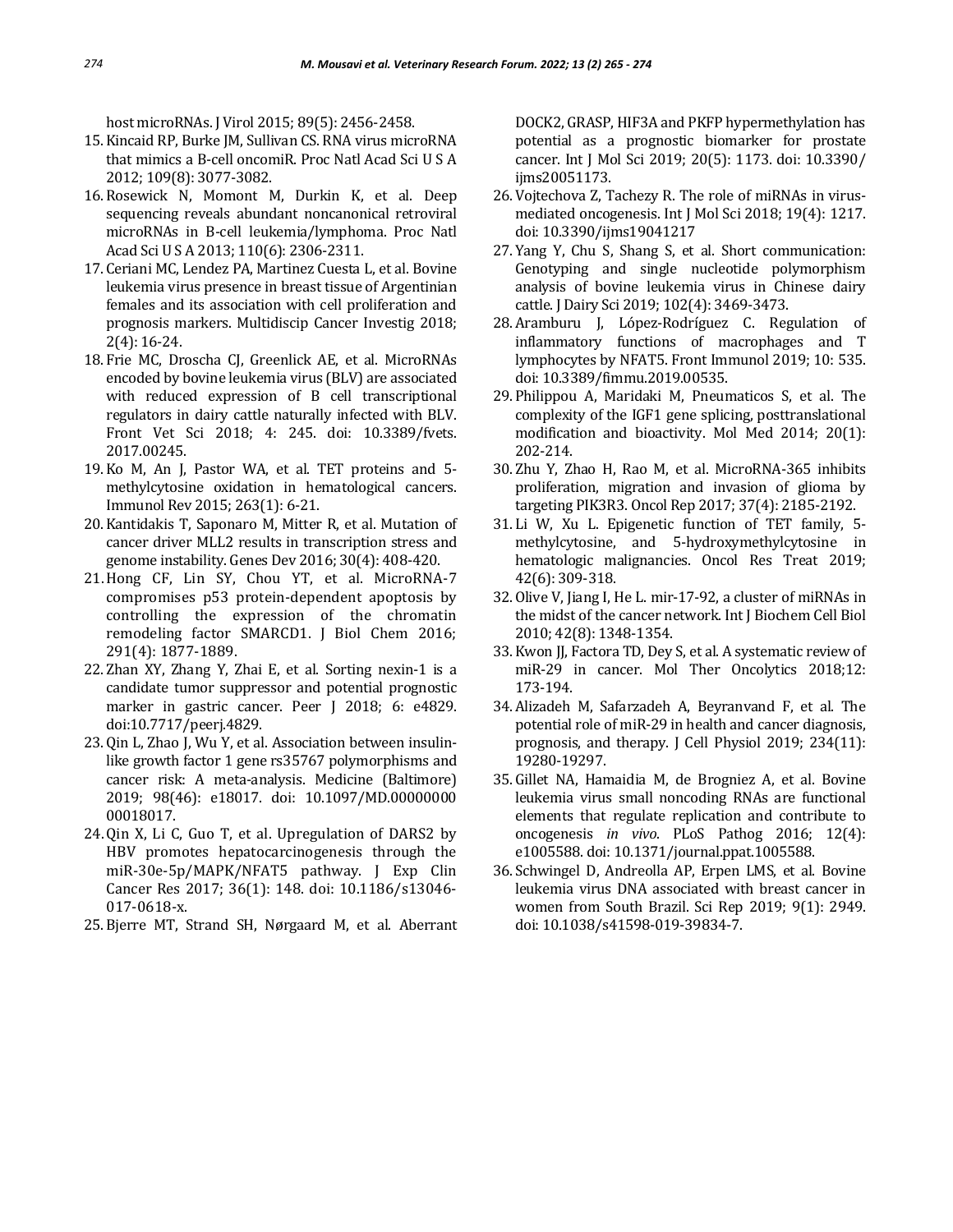host microRNAs. J Virol 2015; 89(5): 2456-2458.

15. Kincaid RP, Burke JM, Sullivan CS. RNA virus microRNA that mimics a B-cell oncomiR. Proc Natl Acad Sci U S A 2012; 109(8): 3077-3082.
16. Rosewick N, Momont M, Durkin K, et al. Deep sequencing reveals abundant noncanonical retroviral microRNAs in B-cell leukemia/lymphoma. Proc Natl Acad Sci U S A 2013; 110(6): 2306-2311.
17. Ceriani MC, Lendez PA, Martinez Cuesta L, et al. Bovine leukemia virus presence in breast tissue of Argentinian females and its association with cell proliferation and prognosis markers. Multidiscip Cancer Investig 2018; 2(4): 16-24.
18. Frie MC, Droscha CJ, Greenlick AE, et al. MicroRNAs encoded by bovine leukemia virus (BLV) are associated with reduced expression of B cell transcriptional regulators in dairy cattle naturally infected with BLV. Front Vet Sci 2018; 4: 245. doi: 10.3389/fvets. 2017.00245.
19. Ko M, An J, Pastor WA, et al. TET proteins and 5-methylcytosine oxidation in hematological cancers. Immunol Rev 2015; 263(1): 6-21.
20. Kantidakis T, Saponaro M, Mitter R, et al. Mutation of cancer driver MLL2 results in transcription stress and genome instability. Genes Dev 2016; 30(4): 408-420.
21. Hong CF, Lin SY, Chou YT, et al. MicroRNA-7 compromises p53 protein-dependent apoptosis by controlling the expression of the chromatin remodeling factor SMARCD1. J Biol Chem 2016; 291(4): 1877-1889.
22. Zhan XY, Zhang Y, Zhai E, et al. Sorting nexin-1 is a candidate tumor suppressor and potential prognostic marker in gastric cancer. Peer J 2018; 6: e4829. doi:10.7717/peerj.4829.
23. Qin L, Zhao J, Wu Y, et al. Association between insulin-like growth factor 1 gene rs35767 polymorphisms and cancer risk: A meta-analysis. Medicine (Baltimore) 2019; 98(46): e18017. doi: 10.1097/MD.00000000 00018017.
24. Qin X, Li C, Guo T, et al. Upregulation of DARS2 by HBV promotes hepatocarcinogenesis through the miR-30e-5p/MAPK/NFAT5 pathway. J Exp Clin Cancer Res 2017; 36(1): 148. doi: 10.1186/s13046-017-0618-x.
25. Bjerre MT, Strand SH, Nørgaard M, et al. Aberrant DOCK2, GRASP, HIF3A and PKFP hypermethylation has potential as a prognostic biomarker for prostate cancer. Int J Mol Sci 2019; 20(5): 1173. doi: 10.3390/ ijms20051173.
26. Vojtechova Z, Tachezy R. The role of miRNAs in virus-mediated oncogenesis. Int J Mol Sci 2018; 19(4): 1217. doi: 10.3390/ijms19041217
27. Yang Y, Chu S, Shang S, et al. Short communication: Genotyping and single nucleotide polymorphism analysis of bovine leukemia virus in Chinese dairy cattle. J Dairy Sci 2019; 102(4): 3469-3473.
28. Aramburu J, López-Rodríguez C. Regulation of inflammatory functions of macrophages and T lymphocytes by NFAT5. Front Immunol 2019; 10: 535. doi: 10.3389/fimmu.2019.00535.
29. Philippou A, Maridaki M, Pneumaticos S, et al. The complexity of the IGF1 gene splicing, posttranslational modification and bioactivity. Mol Med 2014; 20(1): 202-214.
30. Zhu Y, Zhao H, Rao M, et al. MicroRNA-365 inhibits proliferation, migration and invasion of glioma by targeting PIK3R3. Oncol Rep 2017; 37(4): 2185-2192.
31. Li W, Xu L. Epigenetic function of TET family, 5-methylcytosine, and 5-hydroxymethylcytosine in hematologic malignancies. Oncol Res Treat 2019; 42(6): 309-318.
32. Olive V, Jiang I, He L. mir-17-92, a cluster of miRNAs in the midst of the cancer network. Int J Biochem Cell Biol 2010; 42(8): 1348-1354.
33. Kwon JJ, Factora TD, Dey S, et al. A systematic review of miR-29 in cancer. Mol Ther Oncolytics 2018;12: 173-194.
34. Alizadeh M, Safarzadeh A, Beyranvand F, et al. The potential role of miR-29 in health and cancer diagnosis, prognosis, and therapy. J Cell Physiol 2019; 234(11): 19280-19297.
35. Gillet NA, Hamaidia M, de Brogniez A, et al. Bovine leukemia virus small noncoding RNAs are functional elements that regulate replication and contribute to oncogenesis *in vivo*. PLoS Pathog 2016; 12(4): e1005588. doi: 10.1371/journal.ppat.1005588.
36. Schwingel D, Andreolla AP, Erpen LMS, et al. Bovine leukemia virus DNA associated with breast cancer in women from South Brazil. Sci Rep 2019; 9(1): 2949. doi: 10.1038/s41598-019-39834-7.